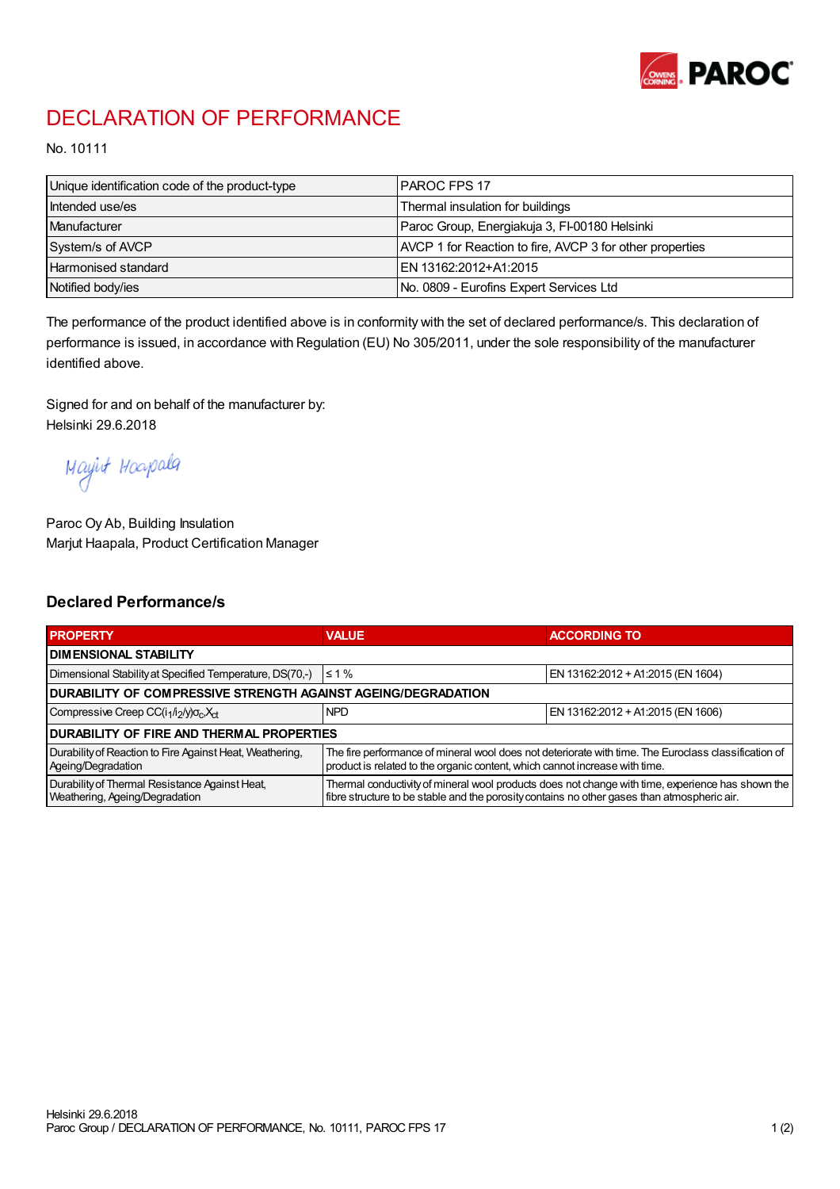# DECLARATION OF PERFORMANCE

No. 10111

| | |
|---|---|
| Unique identification code of the product-type | PAROC FPS 17 |
| Intended use/es | Thermal insulation for buildings |
| Manufacturer | Paroc Group, Energiakuja 3, FI-00180 Helsinki |
| System/s of AVCP | AVCP 1 for Reaction to fire, AVCP 3 for other properties |
| Harmonised standard | EN 13162:2012+A1:2015 |
| Notified body/ies | No. 0809 - Eurofins Expert Services Ltd |

The performance of the product identified above is in conformity with the set of declared performance/s. This declaration of performance is issued, in accordance with Regulation (EU) No 305/2011, under the sole responsibility of the manufacturer identified above.

Signed for and on behalf of the manufacturer by:
Helsinki 29.6.2018

Marjut Haapala

Paroc Oy Ab, Building Insulation
Marjut Haapala, Product Certification Manager

## Declared Performance/s

| PROPERTY | VALUE | ACCORDING TO |
|---|---|---|
| **DIMENSIONAL STABILITY** | | |
| Dimensional Stability at Specified Temperature, DS(70,-) | ≤ 1 % | EN 13162:2012 + A1:2015 (EN 1604) |
| **DURABILITY OF COMPRESSIVE STRENGTH AGAINST AGEING/DEGRADATION** | | |
| Compressive Creep $CC(i_1/i_2/y)\sigma_c X_{ct}$ | NPD | EN 13162:2012 + A1:2015 (EN 1606) |
| **DURABILITY OF FIRE AND THERMAL PROPERTIES** | | |
| Durability of Reaction to Fire Against Heat, Weathering, Ageing/Degradation | The fire performance of mineral wool does not deteriorate with time. The Euroclass classification of product is related to the organic content, which cannot increase with time. | |
| Durability of Thermal Resistance Against Heat, Weathering, Ageing/Degradation | Thermal conductivity of mineral wool products does not change with time, experience has shown the fibre structure to be stable and the porosity contains no other gases than atmospheric air. | |

Helsinki 29.6.2018
Paroc Group / DECLARATION OF PERFORMANCE, No. 10111, PAROC FPS 17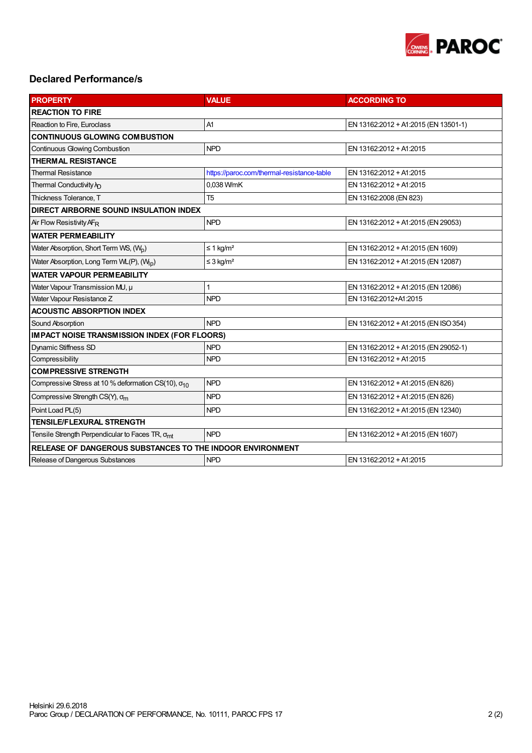## Declared Performance/s

| PROPERTY | VALUE | ACCORDING TO |
|---|---|---|
| **REACTION TO FIRE** | | |
| Reaction to Fire, Euroclass | A1 | EN 13162:2012 + A1:2015 (EN 13501-1) |
| **CONTINUOUS GLOWING COMBUSTION** | | |
| Continuous Glowing Combustion | NPD | EN 13162:2012 + A1:2015 |
| **THERMAL RESISTANCE** | | |
| Thermal Resistance | https://paroc.com/thermal-resistance-table | EN 13162:2012 + A1:2015 |
| Thermal Conductivity $\lambda_D$ | 0,038 W/mK | EN 13162:2012 + A1:2015 |
| Thickness Tolerance, T | T5 | EN 13162:2008 (EN 823) |
| **DIRECT AIRBORNE SOUND INSULATION INDEX** | | |
| Air Flow Resistivity $AF_R$ | NPD | EN 13162:2012 + A1:2015 (EN 29053) |
| **WATER PERMEABILITY** | | |
| Water Absorption, Short Term WS, ($W_p$) | ≤ 1 kg/m² | EN 13162:2012 + A1:2015 (EN 1609) |
| Water Absorption, Long Term WL(P), ($W_{lp}$) | ≤ 3 kg/m² | EN 13162:2012 + A1:2015 (EN 12087) |
| **WATER VAPOUR PERMEABILITY** | | |
| Water Vapour Transmission MU, μ | 1 | EN 13162:2012 + A1:2015 (EN 12086) |
| Water Vapour Resistance Z | NPD | EN 13162:2012+A1:2015 |
| **ACOUSTIC ABSORPTION INDEX** | | |
| Sound Absorption | NPD | EN 13162:2012 + A1:2015 (EN ISO 354) |
| **IMPACT NOISE TRANSMISSION INDEX (FOR FLOORS)** | | |
| Dynamic Stiffness SD | NPD | EN 13162:2012 + A1:2015 (EN 29052-1) |
| Compressibility | NPD | EN 13162:2012 + A1:2015 |
| **COMPRESSIVE STRENGTH** | | |
| Compressive Stress at 10 % deformation CS(10), $\sigma_{10}$ | NPD | EN 13162:2012 + A1:2015 (EN 826) |
| Compressive Strength CS(Y), $\sigma_m$ | NPD | EN 13162:2012 + A1:2015 (EN 826) |
| Point Load PL(5) | NPD | EN 13162:2012 + A1:2015 (EN 12340) |
| **TENSILE/FLEXURAL STRENGTH** | | |
| Tensile Strength Perpendicular to Faces TR, $\sigma_{mt}$ | NPD | EN 13162:2012 + A1:2015 (EN 1607) |
| **RELEASE OF DANGEROUS SUBSTANCES TO THE INDOOR ENVIRONMENT** | | |
| Release of Dangerous Substances | NPD | EN 13162:2012 + A1:2015 |

Helsinki 29.6.2018
Paroc Group / DECLARATION OF PERFORMANCE, No. 10111, PAROC FPS 17